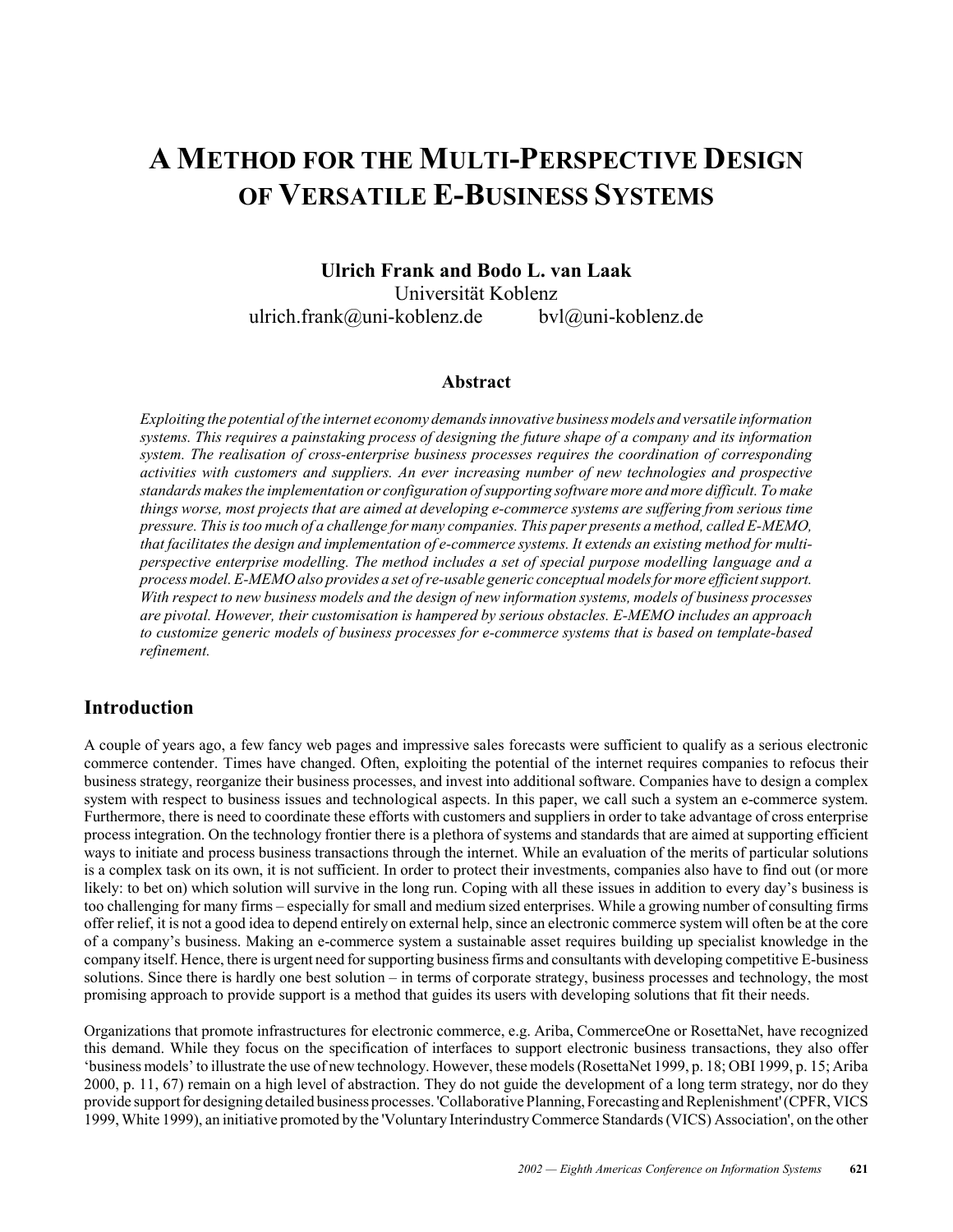# A Method for the Multi-Perspective Design of Versatile E-Business Systems

**Ulrich Frank and Bodo L. van Laak**
Universität Koblenz
ulrich.frank@uni-koblenz.de bvl@uni-koblenz.de

## Abstract

*Exploiting the potential of the internet economy demands innovative business models and versatile information systems. This requires a painstaking process of designing the future shape of a company and its information system. The realisation of cross-enterprise business processes requires the coordination of corresponding activities with customers and suppliers. An ever increasing number of new technologies and prospective standards makes the implementation or configuration of supporting software more and more difficult. To make things worse, most projects that are aimed at developing e-commerce systems are suffering from serious time pressure. This is too much of a challenge for many companies. This paper presents a method, called E-MEMO, that facilitates the design and implementation of e-commerce systems. It extends an existing method for multi-perspective enterprise modelling. The method includes a set of special purpose modelling language and a process model. E-MEMO also provides a set of re-usable generic conceptual models for more efficient support. With respect to new business models and the design of new information systems, models of business processes are pivotal. However, their customisation is hampered by serious obstacles. E-MEMO includes an approach to customize generic models of business processes for e-commerce systems that is based on template-based refinement.*

## Introduction

A couple of years ago, a few fancy web pages and impressive sales forecasts were sufficient to qualify as a serious electronic commerce contender. Times have changed. Often, exploiting the potential of the internet requires companies to refocus their business strategy, reorganize their business processes, and invest into additional software. Companies have to design a complex system with respect to business issues and technological aspects. In this paper, we call such a system an e-commerce system. Furthermore, there is need to coordinate these efforts with customers and suppliers in order to take advantage of cross enterprise process integration. On the technology frontier there is a plethora of systems and standards that are aimed at supporting efficient ways to initiate and process business transactions through the internet. While an evaluation of the merits of particular solutions is a complex task on its own, it is not sufficient. In order to protect their investments, companies also have to find out (or more likely: to bet on) which solution will survive in the long run. Coping with all these issues in addition to every day's business is too challenging for many firms – especially for small and medium sized enterprises. While a growing number of consulting firms offer relief, it is not a good idea to depend entirely on external help, since an electronic commerce system will often be at the core of a company's business. Making an e-commerce system a sustainable asset requires building up specialist knowledge in the company itself. Hence, there is urgent need for supporting business firms and consultants with developing competitive E-business solutions. Since there is hardly one best solution – in terms of corporate strategy, business processes and technology, the most promising approach to provide support is a method that guides its users with developing solutions that fit their needs.

Organizations that promote infrastructures for electronic commerce, e.g. Ariba, CommerceOne or RosettaNet, have recognized this demand. While they focus on the specification of interfaces to support electronic business transactions, they also offer 'business models' to illustrate the use of new technology. However, these models (RosettaNet 1999, p. 18; OBI 1999, p. 15; Ariba 2000, p. 11, 67) remain on a high level of abstraction. They do not guide the development of a long term strategy, nor do they provide support for designing detailed business processes. 'Collaborative Planning, Forecasting and Replenishment' (CPFR, VICS 1999, White 1999), an initiative promoted by the 'Voluntary Interindustry Commerce Standards (VICS) Association', on the other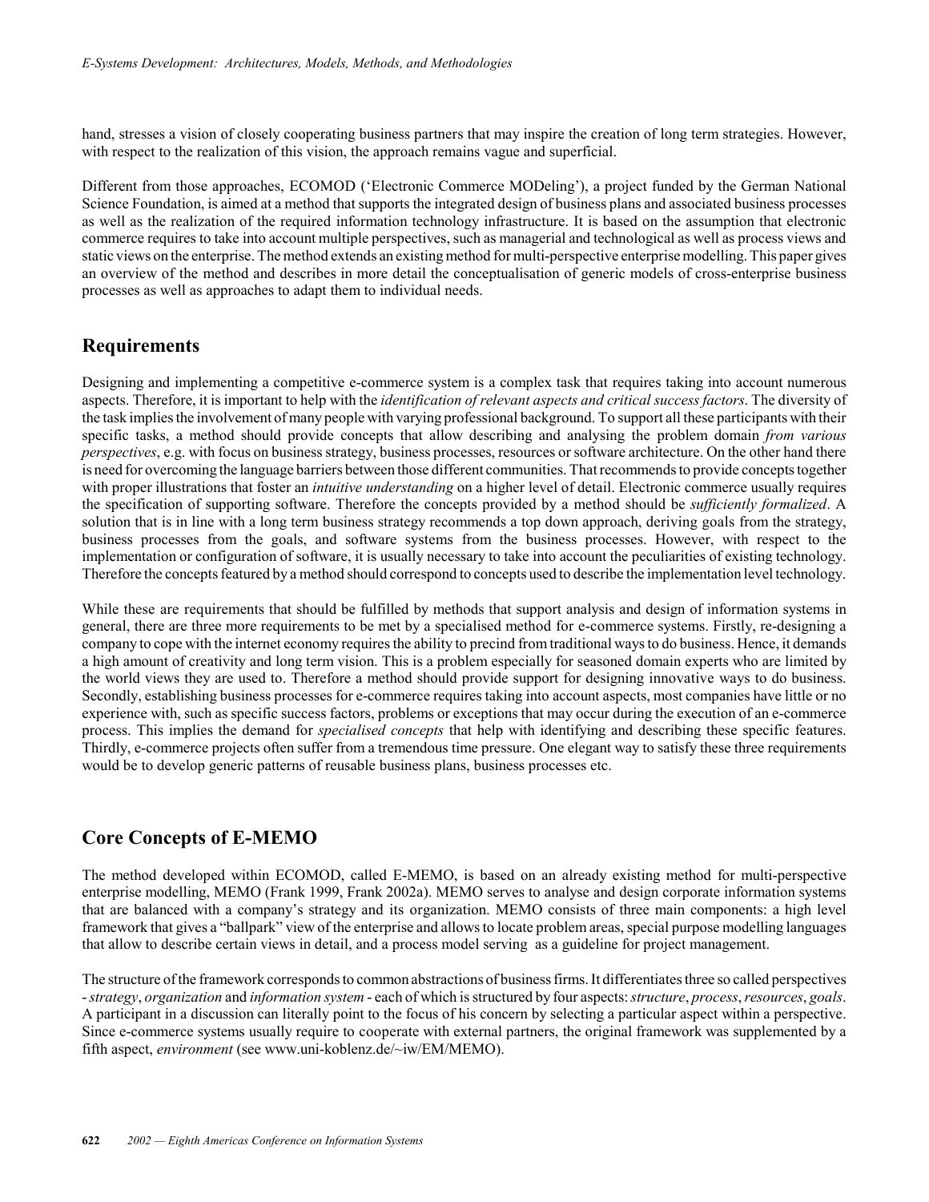hand, stresses a vision of closely cooperating business partners that may inspire the creation of long term strategies. However, with respect to the realization of this vision, the approach remains vague and superficial.

Different from those approaches, ECOMOD ('Electronic Commerce MODeling'), a project funded by the German National Science Foundation, is aimed at a method that supports the integrated design of business plans and associated business processes as well as the realization of the required information technology infrastructure. It is based on the assumption that electronic commerce requires to take into account multiple perspectives, such as managerial and technological as well as process views and static views on the enterprise. The method extends an existing method for multi-perspective enterprise modelling. This paper gives an overview of the method and describes in more detail the conceptualisation of generic models of cross-enterprise business processes as well as approaches to adapt them to individual needs.

## Requirements

Designing and implementing a competitive e-commerce system is a complex task that requires taking into account numerous aspects. Therefore, it is important to help with the *identification of relevant aspects and critical success factors*. The diversity of the task implies the involvement of many people with varying professional background. To support all these participants with their specific tasks, a method should provide concepts that allow describing and analysing the problem domain *from various perspectives*, e.g. with focus on business strategy, business processes, resources or software architecture. On the other hand there is need for overcoming the language barriers between those different communities. That recommends to provide concepts together with proper illustrations that foster an *intuitive understanding* on a higher level of detail. Electronic commerce usually requires the specification of supporting software. Therefore the concepts provided by a method should be *sufficiently formalized*. A solution that is in line with a long term business strategy recommends a top down approach, deriving goals from the strategy, business processes from the goals, and software systems from the business processes. However, with respect to the implementation or configuration of software, it is usually necessary to take into account the peculiarities of existing technology. Therefore the concepts featured by a method should correspond to concepts used to describe the implementation level technology.

While these are requirements that should be fulfilled by methods that support analysis and design of information systems in general, there are three more requirements to be met by a specialised method for e-commerce systems. Firstly, re-designing a company to cope with the internet economy requires the ability to precind from traditional ways to do business. Hence, it demands a high amount of creativity and long term vision. This is a problem especially for seasoned domain experts who are limited by the world views they are used to. Therefore a method should provide support for designing innovative ways to do business. Secondly, establishing business processes for e-commerce requires taking into account aspects, most companies have little or no experience with, such as specific success factors, problems or exceptions that may occur during the execution of an e-commerce process. This implies the demand for *specialised concepts* that help with identifying and describing these specific features. Thirdly, e-commerce projects often suffer from a tremendous time pressure. One elegant way to satisfy these three requirements would be to develop generic patterns of reusable business plans, business processes etc.

## Core Concepts of E-MEMO

The method developed within ECOMOD, called E-MEMO, is based on an already existing method for multi-perspective enterprise modelling, MEMO (Frank 1999, Frank 2002a). MEMO serves to analyse and design corporate information systems that are balanced with a company's strategy and its organization. MEMO consists of three main components: a high level framework that gives a "ballpark" view of the enterprise and allows to locate problem areas, special purpose modelling languages that allow to describe certain views in detail, and a process model serving as a guideline for project management.

The structure of the framework corresponds to common abstractions of business firms. It differentiates three so called perspectives - *strategy*, *organization* and *information system* - each of which is structured by four aspects: *structure*, *process*, *resources*, *goals*. A participant in a discussion can literally point to the focus of his concern by selecting a particular aspect within a perspective. Since e-commerce systems usually require to cooperate with external partners, the original framework was supplemented by a fifth aspect, *environment* (see www.uni-koblenz.de/~iw/EM/MEMO).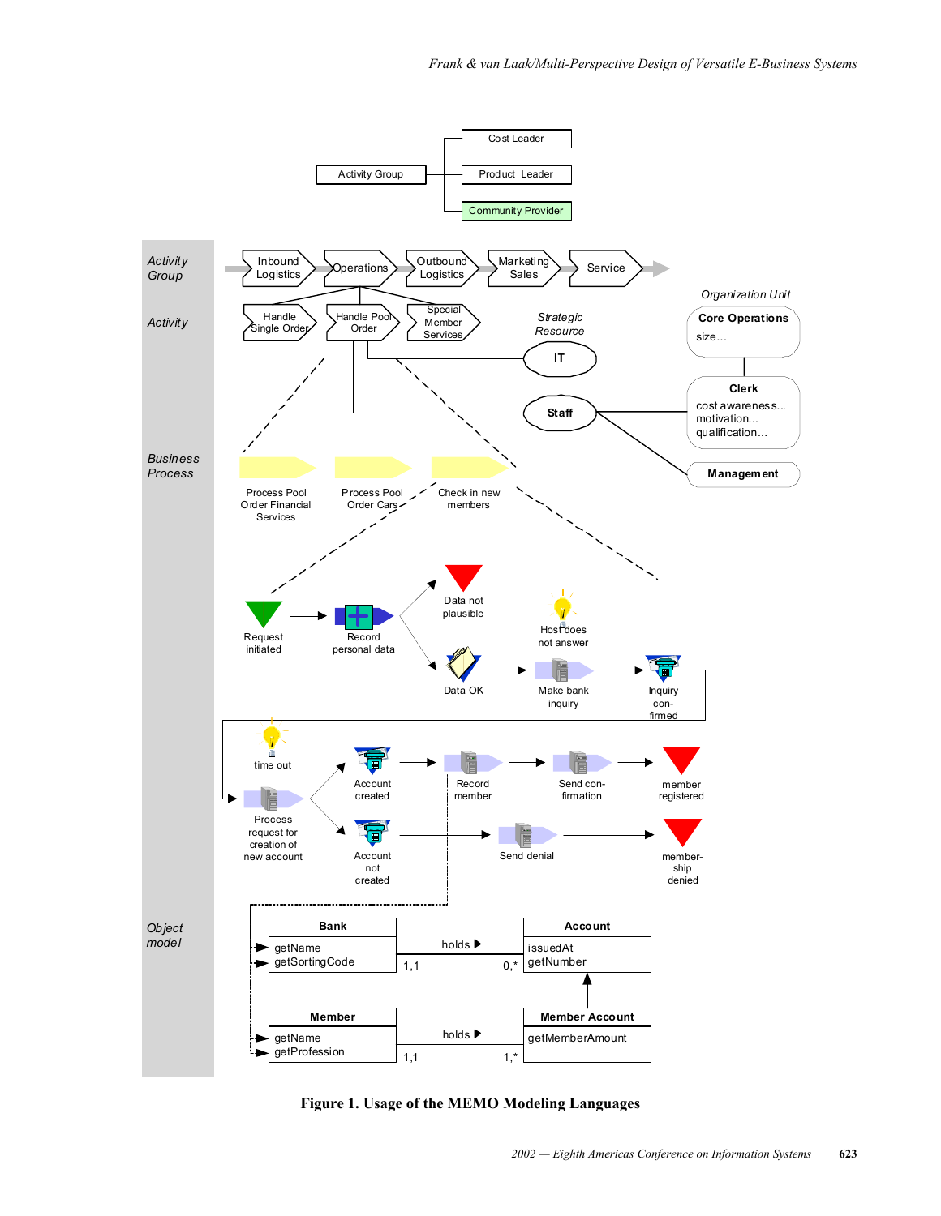**Figure 1. Usage of the MEMO Modeling Languages**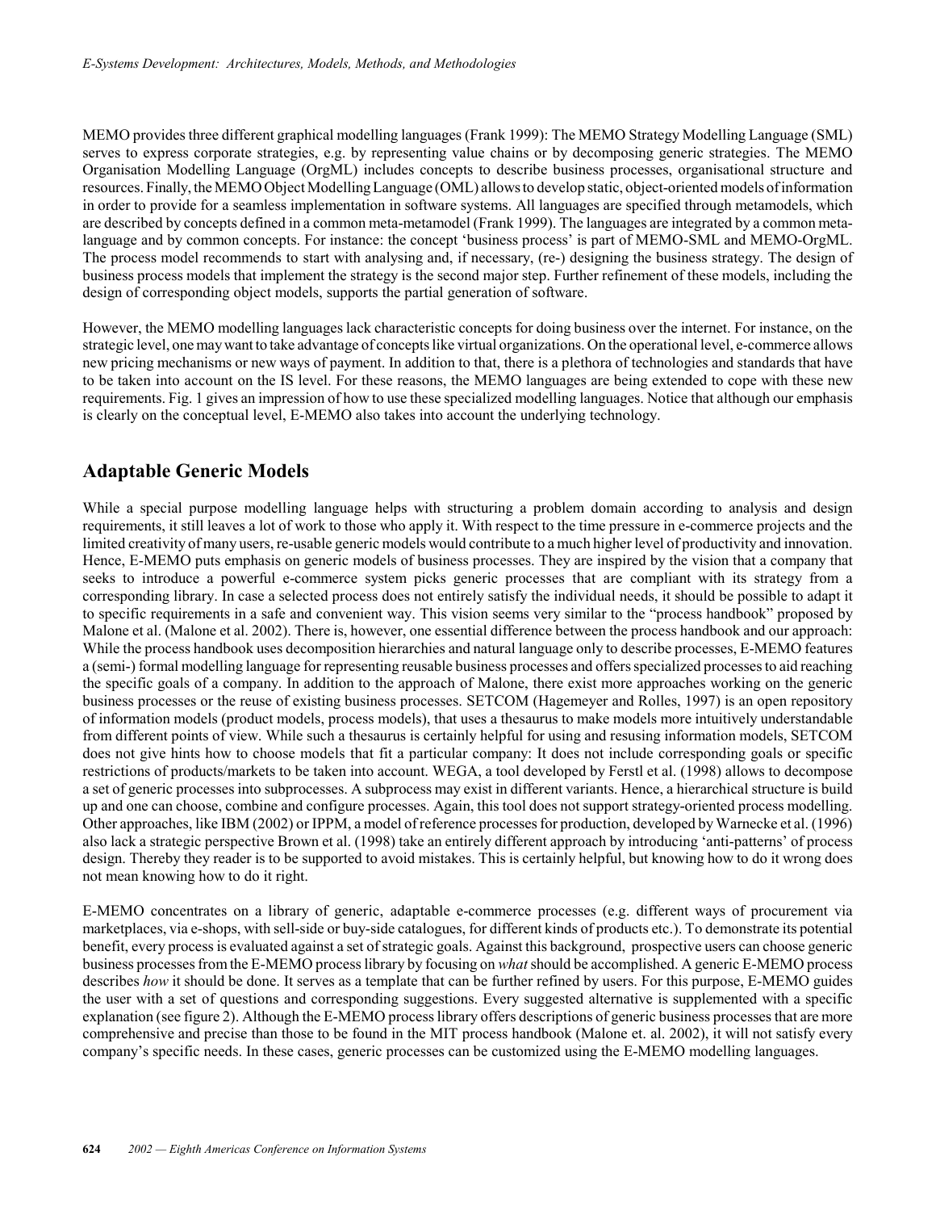MEMO provides three different graphical modelling languages (Frank 1999): The MEMO Strategy Modelling Language (SML) serves to express corporate strategies, e.g. by representing value chains or by decomposing generic strategies. The MEMO Organisation Modelling Language (OrgML) includes concepts to describe business processes, organisational structure and resources. Finally, the MEMO Object Modelling Language (OML) allows to develop static, object-oriented models of information in order to provide for a seamless implementation in software systems. All languages are specified through metamodels, which are described by concepts defined in a common meta-metamodel (Frank 1999). The languages are integrated by a common meta-language and by common concepts. For instance: the concept 'business process' is part of MEMO-SML and MEMO-OrgML. The process model recommends to start with analysing and, if necessary, (re-) designing the business strategy. The design of business process models that implement the strategy is the second major step. Further refinement of these models, including the design of corresponding object models, supports the partial generation of software.

However, the MEMO modelling languages lack characteristic concepts for doing business over the internet. For instance, on the strategic level, one may want to take advantage of concepts like virtual organizations. On the operational level, e-commerce allows new pricing mechanisms or new ways of payment. In addition to that, there is a plethora of technologies and standards that have to be taken into account on the IS level. For these reasons, the MEMO languages are being extended to cope with these new requirements. Fig. 1 gives an impression of how to use these specialized modelling languages. Notice that although our emphasis is clearly on the conceptual level, E-MEMO also takes into account the underlying technology.

## Adaptable Generic Models

While a special purpose modelling language helps with structuring a problem domain according to analysis and design requirements, it still leaves a lot of work to those who apply it. With respect to the time pressure in e-commerce projects and the limited creativity of many users, re-usable generic models would contribute to a much higher level of productivity and innovation. Hence, E-MEMO puts emphasis on generic models of business processes. They are inspired by the vision that a company that seeks to introduce a powerful e-commerce system picks generic processes that are compliant with its strategy from a corresponding library. In case a selected process does not entirely satisfy the individual needs, it should be possible to adapt it to specific requirements in a safe and convenient way. This vision seems very similar to the "process handbook" proposed by Malone et al. (Malone et al. 2002). There is, however, one essential difference between the process handbook and our approach: While the process handbook uses decomposition hierarchies and natural language only to describe processes, E-MEMO features a (semi-) formal modelling language for representing reusable business processes and offers specialized processes to aid reaching the specific goals of a company. In addition to the approach of Malone, there exist more approaches working on the generic business processes or the reuse of existing business processes. SETCOM (Hagemeyer and Rolles, 1997) is an open repository of information models (product models, process models), that uses a thesaurus to make models more intuitively understandable from different points of view. While such a thesaurus is certainly helpful for using and resusing information models, SETCOM does not give hints how to choose models that fit a particular company: It does not include corresponding goals or specific restrictions of products/markets to be taken into account. WEGA, a tool developed by Ferstl et al. (1998) allows to decompose a set of generic processes into subprocesses. A subprocess may exist in different variants. Hence, a hierarchical structure is build up and one can choose, combine and configure processes. Again, this tool does not support strategy-oriented process modelling. Other approaches, like IBM (2002) or IPPM, a model of reference processes for production, developed by Warnecke et al. (1996) also lack a strategic perspective Brown et al. (1998) take an entirely different approach by introducing 'anti-patterns' of process design. Thereby they reader is to be supported to avoid mistakes. This is certainly helpful, but knowing how to do it wrong does not mean knowing how to do it right.

E-MEMO concentrates on a library of generic, adaptable e-commerce processes (e.g. different ways of procurement via marketplaces, via e-shops, with sell-side or buy-side catalogues, for different kinds of products etc.). To demonstrate its potential benefit, every process is evaluated against a set of strategic goals. Against this background, prospective users can choose generic business processes from the E-MEMO process library by focusing on *what* should be accomplished. A generic E-MEMO process describes *how* it should be done. It serves as a template that can be further refined by users. For this purpose, E-MEMO guides the user with a set of questions and corresponding suggestions. Every suggested alternative is supplemented with a specific explanation (see figure 2). Although the E-MEMO process library offers descriptions of generic business processes that are more comprehensive and precise than those to be found in the MIT process handbook (Malone et. al. 2002), it will not satisfy every company's specific needs. In these cases, generic processes can be customized using the E-MEMO modelling languages.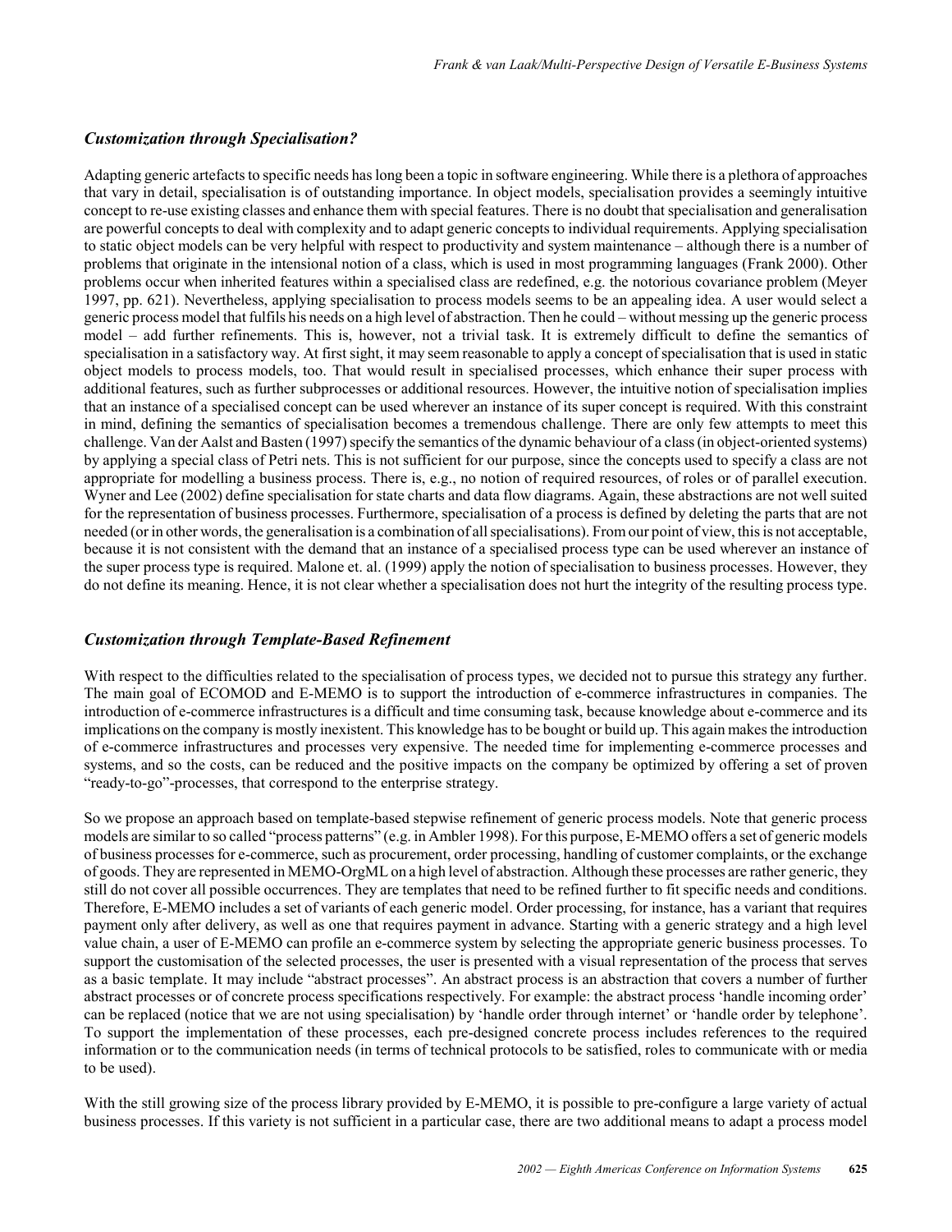### *Customization through Specialisation?*

Adapting generic artefacts to specific needs has long been a topic in software engineering. While there is a plethora of approaches that vary in detail, specialisation is of outstanding importance. In object models, specialisation provides a seemingly intuitive concept to re-use existing classes and enhance them with special features. There is no doubt that specialisation and generalisation are powerful concepts to deal with complexity and to adapt generic concepts to individual requirements. Applying specialisation to static object models can be very helpful with respect to productivity and system maintenance – although there is a number of problems that originate in the intensional notion of a class, which is used in most programming languages (Frank 2000). Other problems occur when inherited features within a specialised class are redefined, e.g. the notorious covariance problem (Meyer 1997, pp. 621). Nevertheless, applying specialisation to process models seems to be an appealing idea. A user would select a generic process model that fulfils his needs on a high level of abstraction. Then he could – without messing up the generic process model – add further refinements. This is, however, not a trivial task. It is extremely difficult to define the semantics of specialisation in a satisfactory way. At first sight, it may seem reasonable to apply a concept of specialisation that is used in static object models to process models, too. That would result in specialised processes, which enhance their super process with additional features, such as further subprocesses or additional resources. However, the intuitive notion of specialisation implies that an instance of a specialised concept can be used wherever an instance of its super concept is required. With this constraint in mind, defining the semantics of specialisation becomes a tremendous challenge. There are only few attempts to meet this challenge. Van der Aalst and Basten (1997) specify the semantics of the dynamic behaviour of a class (in object-oriented systems) by applying a special class of Petri nets. This is not sufficient for our purpose, since the concepts used to specify a class are not appropriate for modelling a business process. There is, e.g., no notion of required resources, of roles or of parallel execution. Wyner and Lee (2002) define specialisation for state charts and data flow diagrams. Again, these abstractions are not well suited for the representation of business processes. Furthermore, specialisation of a process is defined by deleting the parts that are not needed (or in other words, the generalisation is a combination of all specialisations). From our point of view, this is not acceptable, because it is not consistent with the demand that an instance of a specialised process type can be used wherever an instance of the super process type is required. Malone et. al. (1999) apply the notion of specialisation to business processes. However, they do not define its meaning. Hence, it is not clear whether a specialisation does not hurt the integrity of the resulting process type.

### *Customization through Template-Based Refinement*

With respect to the difficulties related to the specialisation of process types, we decided not to pursue this strategy any further. The main goal of ECOMOD and E-MEMO is to support the introduction of e-commerce infrastructures in companies. The introduction of e-commerce infrastructures is a difficult and time consuming task, because knowledge about e-commerce and its implications on the company is mostly inexistent. This knowledge has to be bought or build up. This again makes the introduction of e-commerce infrastructures and processes very expensive. The needed time for implementing e-commerce processes and systems, and so the costs, can be reduced and the positive impacts on the company be optimized by offering a set of proven "ready-to-go"-processes, that correspond to the enterprise strategy.

So we propose an approach based on template-based stepwise refinement of generic process models. Note that generic process models are similar to so called "process patterns" (e.g. in Ambler 1998). For this purpose, E-MEMO offers a set of generic models of business processes for e-commerce, such as procurement, order processing, handling of customer complaints, or the exchange of goods. They are represented in MEMO-OrgML on a high level of abstraction. Although these processes are rather generic, they still do not cover all possible occurrences. They are templates that need to be refined further to fit specific needs and conditions. Therefore, E-MEMO includes a set of variants of each generic model. Order processing, for instance, has a variant that requires payment only after delivery, as well as one that requires payment in advance. Starting with a generic strategy and a high level value chain, a user of E-MEMO can profile an e-commerce system by selecting the appropriate generic business processes. To support the customisation of the selected processes, the user is presented with a visual representation of the process that serves as a basic template. It may include "abstract processes". An abstract process is an abstraction that covers a number of further abstract processes or of concrete process specifications respectively. For example: the abstract process 'handle incoming order' can be replaced (notice that we are not using specialisation) by 'handle order through internet' or 'handle order by telephone'. To support the implementation of these processes, each pre-designed concrete process includes references to the required information or to the communication needs (in terms of technical protocols to be satisfied, roles to communicate with or media to be used).

With the still growing size of the process library provided by E-MEMO, it is possible to pre-configure a large variety of actual business processes. If this variety is not sufficient in a particular case, there are two additional means to adapt a process model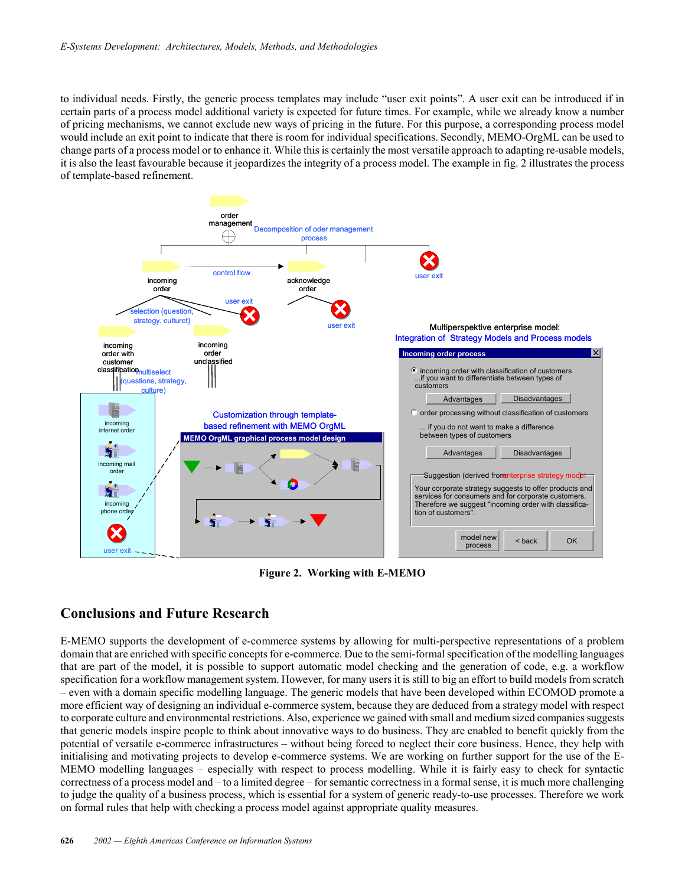to individual needs. Firstly, the generic process templates may include "user exit points". A user exit can be introduced if in certain parts of a process model additional variety is expected for future times. For example, while we already know a number of pricing mechanisms, we cannot exclude new ways of pricing in the future. For this purpose, a corresponding process model would include an exit point to indicate that there is room for individual specifications. Secondly, MEMO-OrgML can be used to change parts of a process model or to enhance it. While this is certainly the most versatile approach to adapting re-usable models, it is also the least favourable because it jeopardizes the integrity of a process model. The example in fig. 2 illustrates the process of template-based refinement.

**Figure 2. Working with E-MEMO**

## Conclusions and Future Research

E-MEMO supports the development of e-commerce systems by allowing for multi-perspective representations of a problem domain that are enriched with specific concepts for e-commerce. Due to the semi-formal specification of the modelling languages that are part of the model, it is possible to support automatic model checking and the generation of code, e.g. a workflow specification for a workflow management system. However, for many users it is still to big an effort to build models from scratch – even with a domain specific modelling language. The generic models that have been developed within ECOMOD promote a more efficient way of designing an individual e-commerce system, because they are deduced from a strategy model with respect to corporate culture and environmental restrictions. Also, experience we gained with small and medium sized companies suggests that generic models inspire people to think about innovative ways to do business. They are enabled to benefit quickly from the potential of versatile e-commerce infrastructures – without being forced to neglect their core business. Hence, they help with initialising and motivating projects to develop e-commerce systems. We are working on further support for the use of the E-MEMO modelling languages – especially with respect to process modelling. While it is fairly easy to check for syntactic correctness of a process model and – to a limited degree – for semantic correctness in a formal sense, it is much more challenging to judge the quality of a business process, which is essential for a system of generic ready-to-use processes. Therefore we work on formal rules that help with checking a process model against appropriate quality measures.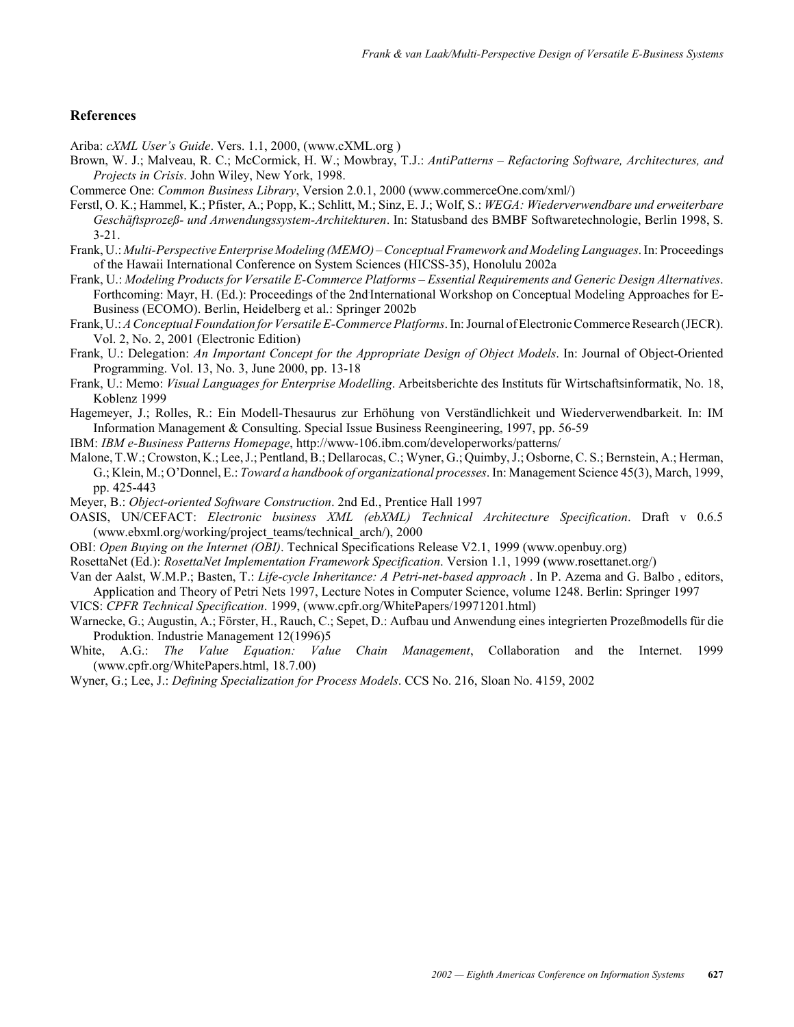## References

Ariba: *cXML User's Guide*. Vers. 1.1, 2000, (www.cXML.org )

Brown, W. J.; Malveau, R. C.; McCormick, H. W.; Mowbray, T.J.: *AntiPatterns – Refactoring Software, Architectures, and Projects in Crisis*. John Wiley, New York, 1998.

Commerce One: *Common Business Library*, Version 2.0.1, 2000 (www.commerceOne.com/xml/)

Ferstl, O. K.; Hammel, K.; Pfister, A.; Popp, K.; Schlitt, M.; Sinz, E. J.; Wolf, S.: *WEGA: Wiederverwendbare und erweiterbare Geschäftsprozeß- und Anwendungssystem-Architekturen*. In: Statusband des BMBF Softwaretechnologie, Berlin 1998, S. 3-21.

Frank, U.: *Multi-Perspective Enterprise Modeling (MEMO) – Conceptual Framework and Modeling Languages*. In: Proceedings of the Hawaii International Conference on System Sciences (HICSS-35), Honolulu 2002a

Frank, U.: *Modeling Products for Versatile E-Commerce Platforms – Essential Requirements and Generic Design Alternatives*. Forthcoming: Mayr, H. (Ed.): Proceedings of the 2nd International Workshop on Conceptual Modeling Approaches for E-Business (ECOMO). Berlin, Heidelberg et al.: Springer 2002b

Frank, U.: *A Conceptual Foundation for Versatile E-Commerce Platforms*. In: Journal of Electronic Commerce Research (JECR). Vol. 2, No. 2, 2001 (Electronic Edition)

Frank, U.: Delegation: *An Important Concept for the Appropriate Design of Object Models*. In: Journal of Object-Oriented Programming. Vol. 13, No. 3, June 2000, pp. 13-18

Frank, U.: Memo: *Visual Languages for Enterprise Modelling*. Arbeitsberichte des Instituts für Wirtschaftsinformatik, No. 18, Koblenz 1999

Hagemeyer, J.; Rolles, R.: Ein Modell-Thesaurus zur Erhöhung von Verständlichkeit und Wiederverwendbarkeit. In: IM Information Management & Consulting. Special Issue Business Reengineering, 1997, pp. 56-59

IBM: *IBM e-Business Patterns Homepage*, http://www-106.ibm.com/developerworks/patterns/

Malone, T.W.; Crowston, K.; Lee, J.; Pentland, B.; Dellarocas, C.; Wyner, G.; Quimby, J.; Osborne, C. S.; Bernstein, A.; Herman, G.; Klein, M.; O'Donnel, E.: *Toward a handbook of organizational processes*. In: Management Science 45(3), March, 1999, pp. 425-443

Meyer, B.: *Object-oriented Software Construction*. 2nd Ed., Prentice Hall 1997

OASIS, UN/CEFACT: *Electronic business XML (ebXML) Technical Architecture Specification*. Draft v 0.6.5 (www.ebxml.org/working/project_teams/technical_arch/), 2000

OBI: *Open Buying on the Internet (OBI)*. Technical Specifications Release V2.1, 1999 (www.openbuy.org)

RosettaNet (Ed.): *RosettaNet Implementation Framework Specification*. Version 1.1, 1999 (www.rosettanet.org/)

Van der Aalst, W.M.P.; Basten, T.: *Life-cycle Inheritance: A Petri-net-based approach* . In P. Azema and G. Balbo , editors, Application and Theory of Petri Nets 1997, Lecture Notes in Computer Science, volume 1248. Berlin: Springer 1997

VICS: *CPFR Technical Specification*. 1999, (www.cpfr.org/WhitePapers/19971201.html)

Warnecke, G.; Augustin, A.; Förster, H., Rauch, C.; Sepet, D.: Aufbau und Anwendung eines integrierten Prozeßmodells für die Produktion. Industrie Management 12(1996)5

White, A.G.: *The Value Equation: Value Chain Management*, Collaboration and the Internet. 1999 (www.cpfr.org/WhitePapers.html, 18.7.00)

Wyner, G.; Lee, J.: *Defining Specialization for Process Models*. CCS No. 216, Sloan No. 4159, 2002